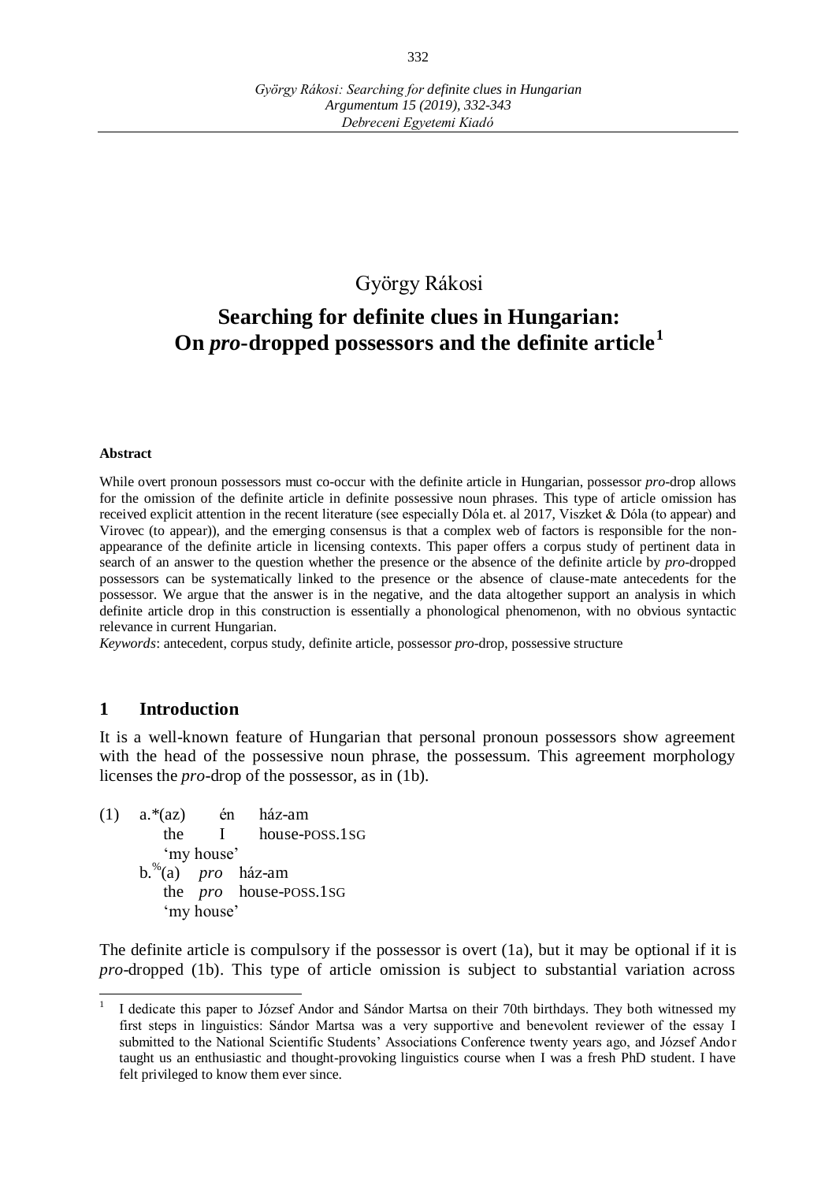György Rákosi

# Searching for definite clues in Hungarian: On *pro*-dropped possessors and the definite article[1]

**Abstract**

While overt pronoun possessors must co-occur with the definite article in Hungarian, possessor *pro*-drop allows for the omission of the definite article in definite possessive noun phrases. This type of article omission has received explicit attention in the recent literature (see especially Dóla et. al 2017, Viszket & Dóla (to appear) and Virovec (to appear)), and the emerging consensus is that a complex web of factors is responsible for the non-appearance of the definite article in licensing contexts. This paper offers a corpus study of pertinent data in search of an answer to the question whether the presence or the absence of the definite article by *pro*-dropped possessors can be systematically linked to the presence or the absence of clause-mate antecedents for the possessor. We argue that the answer is in the negative, and the data altogether support an analysis in which definite article drop in this construction is essentially a phonological phenomenon, with no obvious syntactic relevance in current Hungarian.

*Keywords*: antecedent, corpus study, definite article, possessor *pro*-drop, possessive structure

## 1 Introduction

It is a well-known feature of Hungarian that personal pronoun possessors show agreement with the head of the possessive noun phrase, the possessum. This agreement morphology licenses the *pro*-drop of the possessor, as in (1b).

```
(1)  a.*(az)    én    ház-am
        the     I     house-POSS.1SG
        'my house'
     b.%(a)   pro   ház-am
        the   pro   house-POSS.1SG
        'my house'
```

The definite article is compulsory if the possessor is overt (1a), but it may be optional if it is *pro*-dropped (1b). This type of article omission is subject to substantial variation across

---

[1] I dedicate this paper to József Andor and Sándor Martsa on their 70th birthdays. They both witnessed my first steps in linguistics: Sándor Martsa was a very supportive and benevolent reviewer of the essay I submitted to the National Scientific Students' Associations Conference twenty years ago, and József Andor taught us an enthusiastic and thought-provoking linguistics course when I was a fresh PhD student. I have felt privileged to know them ever since.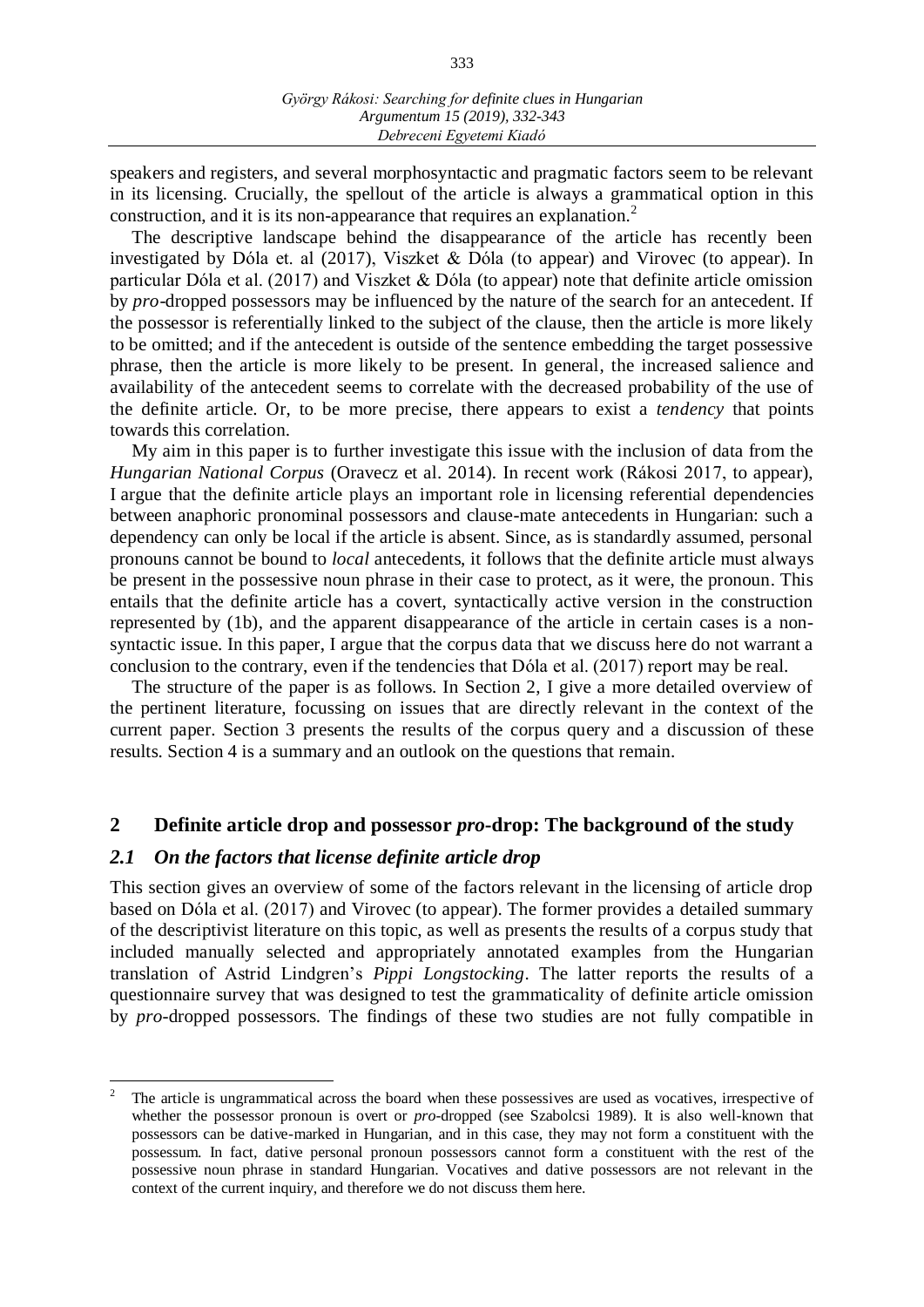speakers and registers, and several morphosyntactic and pragmatic factors seem to be relevant in its licensing. Crucially, the spellout of the article is always a grammatical option in this construction, and it is its non-appearance that requires an explanation.[2]

The descriptive landscape behind the disappearance of the article has recently been investigated by Dóla et. al (2017), Viszket & Dóla (to appear) and Virovec (to appear). In particular Dóla et al. (2017) and Viszket & Dóla (to appear) note that definite article omission by *pro*-dropped possessors may be influenced by the nature of the search for an antecedent. If the possessor is referentially linked to the subject of the clause, then the article is more likely to be omitted; and if the antecedent is outside of the sentence embedding the target possessive phrase, then the article is more likely to be present. In general, the increased salience and availability of the antecedent seems to correlate with the decreased probability of the use of the definite article. Or, to be more precise, there appears to exist a *tendency* that points towards this correlation.

My aim in this paper is to further investigate this issue with the inclusion of data from the *Hungarian National Corpus* (Oravecz et al. 2014). In recent work (Rákosi 2017, to appear), I argue that the definite article plays an important role in licensing referential dependencies between anaphoric pronominal possessors and clause-mate antecedents in Hungarian: such a dependency can only be local if the article is absent. Since, as is standardly assumed, personal pronouns cannot be bound to *local* antecedents, it follows that the definite article must always be present in the possessive noun phrase in their case to protect, as it were, the pronoun. This entails that the definite article has a covert, syntactically active version in the construction represented by (1b), and the apparent disappearance of the article in certain cases is a non-syntactic issue. In this paper, I argue that the corpus data that we discuss here do not warrant a conclusion to the contrary, even if the tendencies that Dóla et al. (2017) report may be real.

The structure of the paper is as follows. In Section 2, I give a more detailed overview of the pertinent literature, focussing on issues that are directly relevant in the context of the current paper. Section 3 presents the results of the corpus query and a discussion of these results. Section 4 is a summary and an outlook on the questions that remain.

## 2 Definite article drop and possessor *pro*-drop: The background of the study

### *2.1 On the factors that license definite article drop*

This section gives an overview of some of the factors relevant in the licensing of article drop based on Dóla et al. (2017) and Virovec (to appear). The former provides a detailed summary of the descriptivist literature on this topic, as well as presents the results of a corpus study that included manually selected and appropriately annotated examples from the Hungarian translation of Astrid Lindgren's *Pippi Longstocking*. The latter reports the results of a questionnaire survey that was designed to test the grammaticality of definite article omission by *pro*-dropped possessors. The findings of these two studies are not fully compatible in

[2] The article is ungrammatical across the board when these possessives are used as vocatives, irrespective of whether the possessor pronoun is overt or *pro*-dropped (see Szabolcsi 1989). It is also well-known that possessors can be dative-marked in Hungarian, and in this case, they may not form a constituent with the possessum. In fact, dative personal pronoun possessors cannot form a constituent with the rest of the possessive noun phrase in standard Hungarian. Vocatives and dative possessors are not relevant in the context of the current inquiry, and therefore we do not discuss them here.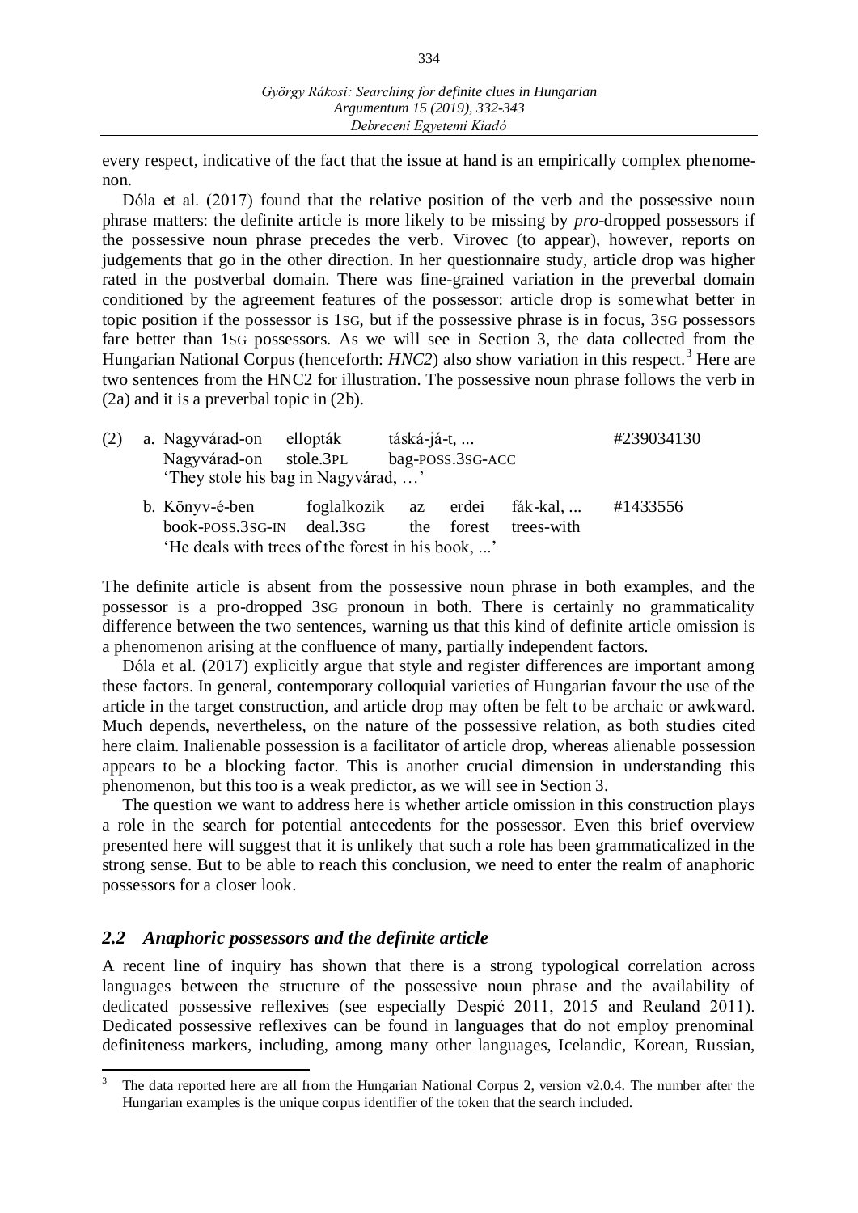every respect, indicative of the fact that the issue at hand is an empirically complex phenomenon.

Dóla et al. (2017) found that the relative position of the verb and the possessive noun phrase matters: the definite article is more likely to be missing by *pro*-dropped possessors if the possessive noun phrase precedes the verb. Virovec (to appear), however, reports on judgements that go in the other direction. In her questionnaire study, article drop was higher rated in the postverbal domain. There was fine-grained variation in the preverbal domain conditioned by the agreement features of the possessor: article drop is somewhat better in topic position if the possessor is 1SG, but if the possessive phrase is in focus, 3SG possessors fare better than 1SG possessors. As we will see in Section 3, the data collected from the Hungarian National Corpus (henceforth: *HNC2*) also show variation in this respect.[3] Here are two sentences from the HNC2 for illustration. The possessive noun phrase follows the verb in (2a) and it is a preverbal topic in (2b).

(2) a. Nagyvárad-on ellopták táská-já-t, ... #239034130
   Nagyvárad-on stole.3PL bag-POSS.3SG-ACC
   'They stole his bag in Nagyvárad, …'

   b. Könyv-é-ben foglalkozik az erdei fák-kal, ... #1433556
   book-POSS.3SG-IN deal.3SG the forest trees-with
   'He deals with trees of the forest in his book, ...'

The definite article is absent from the possessive noun phrase in both examples, and the possessor is a pro-dropped 3SG pronoun in both. There is certainly no grammaticality difference between the two sentences, warning us that this kind of definite article omission is a phenomenon arising at the confluence of many, partially independent factors.

Dóla et al. (2017) explicitly argue that style and register differences are important among these factors. In general, contemporary colloquial varieties of Hungarian favour the use of the article in the target construction, and article drop may often be felt to be archaic or awkward. Much depends, nevertheless, on the nature of the possessive relation, as both studies cited here claim. Inalienable possession is a facilitator of article drop, whereas alienable possession appears to be a blocking factor. This is another crucial dimension in understanding this phenomenon, but this too is a weak predictor, as we will see in Section 3.

The question we want to address here is whether article omission in this construction plays a role in the search for potential antecedents for the possessor. Even this brief overview presented here will suggest that it is unlikely that such a role has been grammaticalized in the strong sense. But to be able to reach this conclusion, we need to enter the realm of anaphoric possessors for a closer look.

## *2.2 Anaphoric possessors and the definite article*

A recent line of inquiry has shown that there is a strong typological correlation across languages between the structure of the possessive noun phrase and the availability of dedicated possessive reflexives (see especially Despić 2011, 2015 and Reuland 2011). Dedicated possessive reflexives can be found in languages that do not employ prenominal definiteness markers, including, among many other languages, Icelandic, Korean, Russian,

[3] The data reported here are all from the Hungarian National Corpus 2, version v2.0.4. The number after the Hungarian examples is the unique corpus identifier of the token that the search included.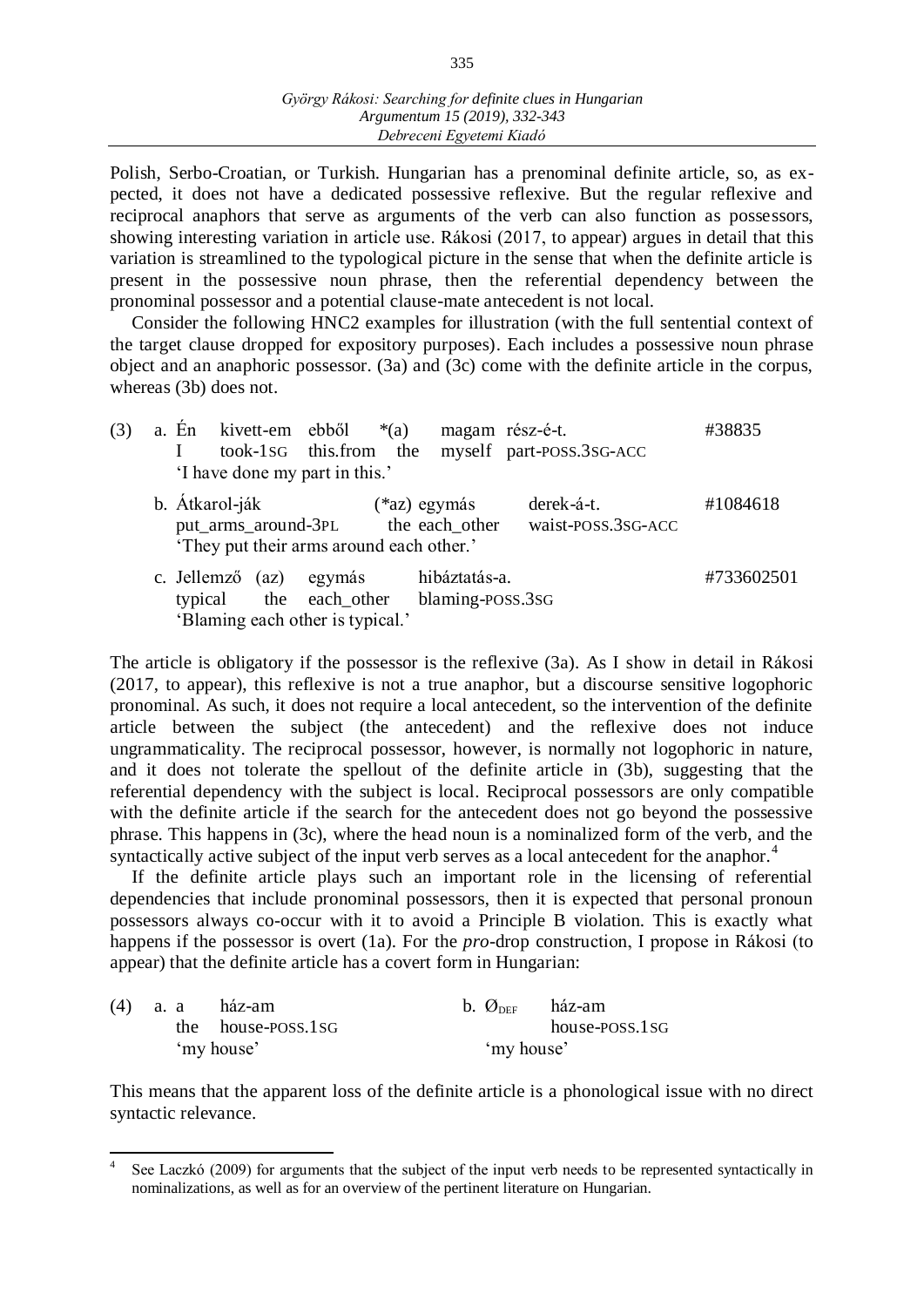Polish, Serbo-Croatian, or Turkish. Hungarian has a prenominal definite article, so, as expected, it does not have a dedicated possessive reflexive. But the regular reflexive and reciprocal anaphors that serve as arguments of the verb can also function as possessors, showing interesting variation in article use. Rákosi (2017, to appear) argues in detail that this variation is streamlined to the typological picture in the sense that when the definite article is present in the possessive noun phrase, then the referential dependency between the pronominal possessor and a potential clause-mate antecedent is not local.

Consider the following HNC2 examples for illustration (with the full sentential context of the target clause dropped for expository purposes). Each includes a possessive noun phrase object and an anaphoric possessor. (3a) and (3c) come with the definite article in the corpus, whereas (3b) does not.

(3) a. Én kivett-em ebből \*(a) magam rész-é-t. #38835
    I took-1SG this.from the myself part-POSS.3SG-ACC
    'I have done my part in this.'

  b. Átkarol-ják (\*az) egymás derek-á-t. #1084618
    put_arms_around-3PL the each_other waist-POSS.3SG-ACC
    'They put their arms around each other.'

  c. Jellemző (az) egymás hibáztatás-a. #733602501
    typical the each_other blaming-POSS.3SG
    'Blaming each other is typical.'

The article is obligatory if the possessor is the reflexive (3a). As I show in detail in Rákosi (2017, to appear), this reflexive is not a true anaphor, but a discourse sensitive logophoric pronominal. As such, it does not require a local antecedent, so the intervention of the definite article between the subject (the antecedent) and the reflexive does not induce ungrammaticality. The reciprocal possessor, however, is normally not logophoric in nature, and it does not tolerate the spellout of the definite article in (3b), suggesting that the referential dependency with the subject is local. Reciprocal possessors are only compatible with the definite article if the search for the antecedent does not go beyond the possessive phrase. This happens in (3c), where the head noun is a nominalized form of the verb, and the syntactically active subject of the input verb serves as a local antecedent for the anaphor.[4]

If the definite article plays such an important role in the licensing of referential dependencies that include pronominal possessors, then it is expected that personal pronoun possessors always co-occur with it to avoid a Principle B violation. This is exactly what happens if the possessor is overt (1a). For the *pro*-drop construction, I propose in Rákosi (to appear) that the definite article has a covert form in Hungarian:

(4) a. a ház-am
    the house-POSS.1SG
    'my house'

  b. $Ø_{DEF}$ ház-am
    house-POSS.1SG
    'my house'

This means that the apparent loss of the definite article is a phonological issue with no direct syntactic relevance.

[4] See Laczkó (2009) for arguments that the subject of the input verb needs to be represented syntactically in nominalizations, as well as for an overview of the pertinent literature on Hungarian.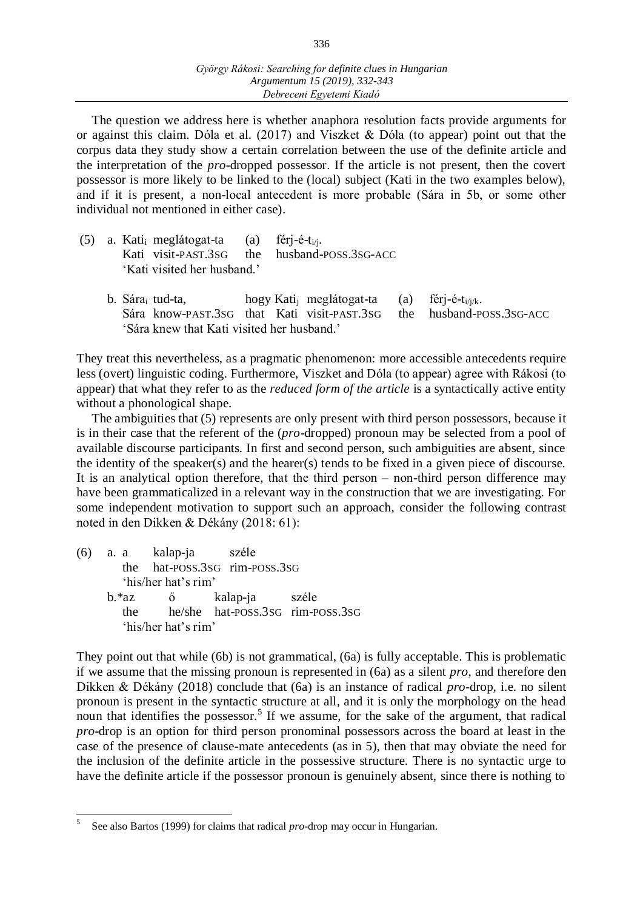The question we address here is whether anaphora resolution facts provide arguments for or against this claim. Dóla et al. (2017) and Viszket & Dóla (to appear) point out that the corpus data they study show a certain correlation between the use of the definite article and the interpretation of the *pro*-dropped possessor. If the article is not present, then the covert possessor is more likely to be linked to the (local) subject (Kati in the two examples below), and if it is present, a non-local antecedent is more probable (Sára in 5b, or some other individual not mentioned in either case).

(5) a. Kati$_i$ meglátogat-ta (a) férj-é-t$_{i/j}$.
   Kati visit-PAST.3SG the husband-POSS.3SG-ACC
   'Kati visited her husband.'

b. Sára$_i$ tud-ta, hogy Kati$_j$ meglátogat-ta (a) férj-é-t$_{i/j/k}$.
   Sára know-PAST.3SG that Kati visit-PAST.3SG the husband-POSS.3SG-ACC
   'Sára knew that Kati visited her husband.'

They treat this nevertheless, as a pragmatic phenomenon: more accessible antecedents require less (overt) linguistic coding. Furthermore, Viszket and Dóla (to appear) agree with Rákosi (to appear) that what they refer to as the *reduced form of the article* is a syntactically active entity without a phonological shape.

The ambiguities that (5) represents are only present with third person possessors, because it is in their case that the referent of the (*pro*-dropped) pronoun may be selected from a pool of available discourse participants. In first and second person, such ambiguities are absent, since the identity of the speaker(s) and the hearer(s) tends to be fixed in a given piece of discourse. It is an analytical option therefore, that the third person – non-third person difference may have been grammaticalized in a relevant way in the construction that we are investigating. For some independent motivation to support such an approach, consider the following contrast noted in den Dikken & Dékány (2018: 61):

(6) a. a kalap-ja széle
   the hat-POSS.3SG rim-POSS.3SG
   'his/her hat's rim'

b.*az ő kalap-ja széle
   the he/she hat-POSS.3SG rim-POSS.3SG
   'his/her hat's rim'

They point out that while (6b) is not grammatical, (6a) is fully acceptable. This is problematic if we assume that the missing pronoun is represented in (6a) as a silent *pro*, and therefore den Dikken & Dékány (2018) conclude that (6a) is an instance of radical *pro*-drop, i.e. no silent pronoun is present in the syntactic structure at all, and it is only the morphology on the head noun that identifies the possessor.[5] If we assume, for the sake of the argument, that radical *pro*-drop is an option for third person pronominal possessors across the board at least in the case of the presence of clause-mate antecedents (as in 5), then that may obviate the need for the inclusion of the definite article in the possessive structure. There is no syntactic urge to have the definite article if the possessor pronoun is genuinely absent, since there is nothing to

[5] See also Bartos (1999) for claims that radical *pro*-drop may occur in Hungarian.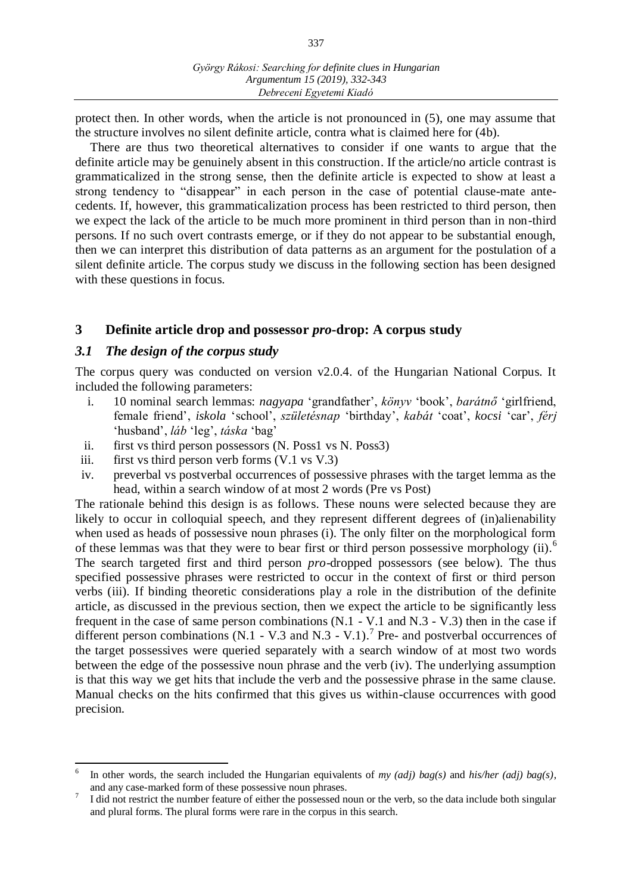protect then. In other words, when the article is not pronounced in (5), one may assume that the structure involves no silent definite article, contra what is claimed here for (4b).

There are thus two theoretical alternatives to consider if one wants to argue that the definite article may be genuinely absent in this construction. If the article/no article contrast is grammaticalized in the strong sense, then the definite article is expected to show at least a strong tendency to "disappear" in each person in the case of potential clause-mate antecedents. If, however, this grammaticalization process has been restricted to third person, then we expect the lack of the article to be much more prominent in third person than in non-third persons. If no such overt contrasts emerge, or if they do not appear to be substantial enough, then we can interpret this distribution of data patterns as an argument for the postulation of a silent definite article. The corpus study we discuss in the following section has been designed with these questions in focus.

## 3 Definite article drop and possessor *pro*-drop: A corpus study

### *3.1 The design of the corpus study*

The corpus query was conducted on version v2.0.4. of the Hungarian National Corpus. It included the following parameters:

i. 10 nominal search lemmas: *nagyapa* 'grandfather', *könyv* 'book', *barátnő* 'girlfriend, female friend', *iskola* 'school', *születésnap* 'birthday', *kabát* 'coat', *kocsi* 'car', *férj* 'husband', *láb* 'leg', *táska* 'bag'
ii. first vs third person possessors (N. Poss1 vs N. Poss3)
iii. first vs third person verb forms (V.1 vs V.3)
iv. preverbal vs postverbal occurrences of possessive phrases with the target lemma as the head, within a search window of at most 2 words (Pre vs Post)

The rationale behind this design is as follows. These nouns were selected because they are likely to occur in colloquial speech, and they represent different degrees of (in)alienability when used as heads of possessive noun phrases (i). The only filter on the morphological form of these lemmas was that they were to bear first or third person possessive morphology (ii).[6] The search targeted first and third person *pro*-dropped possessors (see below). The thus specified possessive phrases were restricted to occur in the context of first or third person verbs (iii). If binding theoretic considerations play a role in the distribution of the definite article, as discussed in the previous section, then we expect the article to be significantly less frequent in the case of same person combinations (N.1 - V.1 and N.3 - V.3) then in the case if different person combinations (N.1 - V.3 and N.3 - V.1).[7] Pre- and postverbal occurrences of the target possessives were queried separately with a search window of at most two words between the edge of the possessive noun phrase and the verb (iv). The underlying assumption is that this way we get hits that include the verb and the possessive phrase in the same clause. Manual checks on the hits confirmed that this gives us within-clause occurrences with good precision.

---

[6] In other words, the search included the Hungarian equivalents of *my (adj) bag(s)* and *his/her (adj) bag(s)*, and any case-marked form of these possessive noun phrases.

[7] I did not restrict the number feature of either the possessed noun or the verb, so the data include both singular and plural forms. The plural forms were rare in the corpus in this search.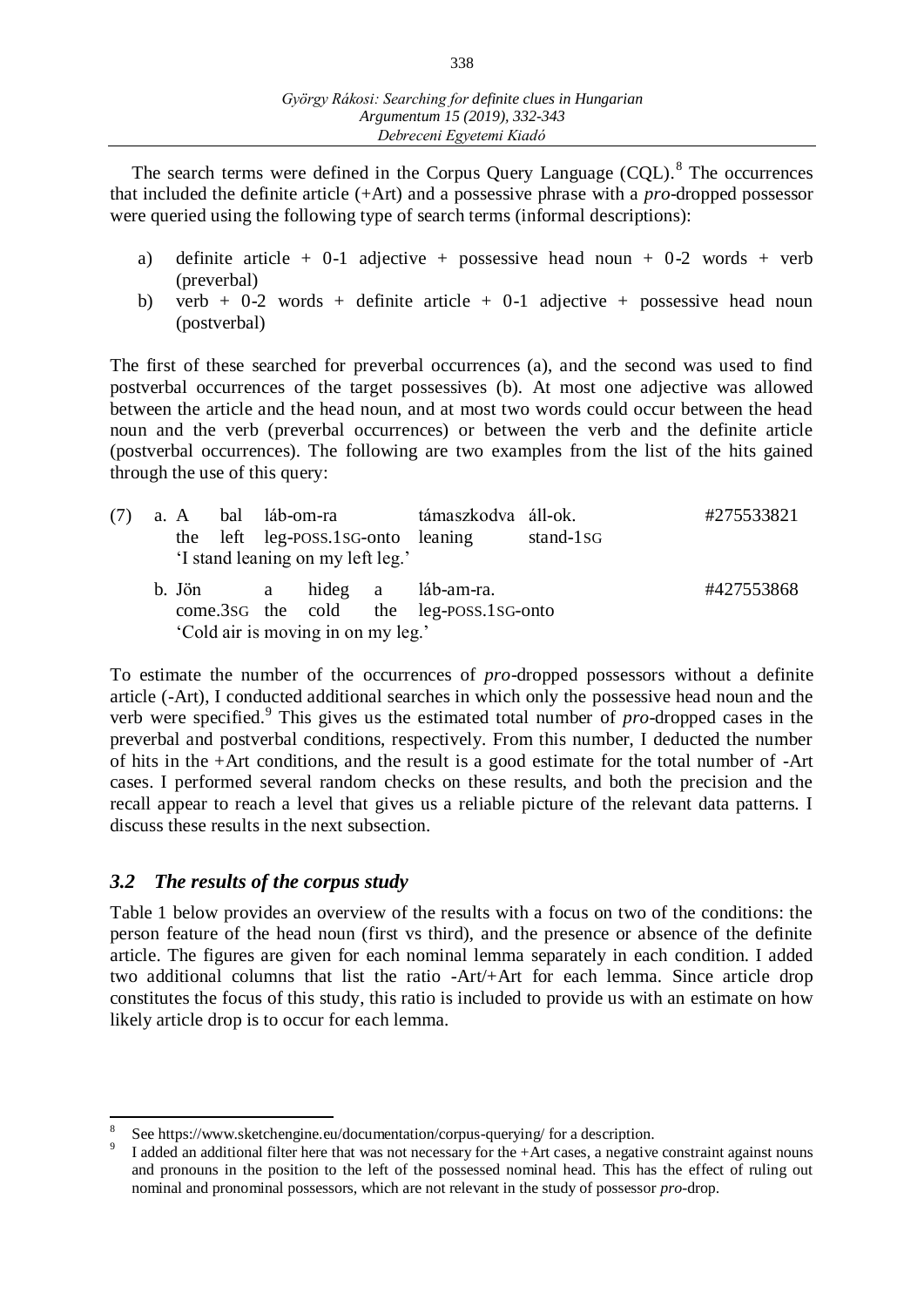The search terms were defined in the Corpus Query Language (CQL).[8] The occurrences that included the definite article (+Art) and a possessive phrase with a *pro*-dropped possessor were queried using the following type of search terms (informal descriptions):

a) definite article + 0-1 adjective + possessive head noun + 0-2 words + verb (preverbal)
b) verb + 0-2 words + definite article + 0-1 adjective + possessive head noun (postverbal)

The first of these searched for preverbal occurrences (a), and the second was used to find postverbal occurrences of the target possessives (b). At most one adjective was allowed between the article and the head noun, and at most two words could occur between the head noun and the verb (preverbal occurrences) or between the verb and the definite article (postverbal occurrences). The following are two examples from the list of the hits gained through the use of this query:

(7) a. A bal láb-om-ra támaszkodva áll-ok. #275533821
 the left leg-POSS.1SG-onto leaning stand-1SG
 'I stand leaning on my left leg.'

 b. Jön a hideg a láb-am-ra. #427553868
 come.3SG the cold the leg-POSS.1SG-onto
 'Cold air is moving in on my leg.'

To estimate the number of the occurrences of *pro*-dropped possessors without a definite article (-Art), I conducted additional searches in which only the possessive head noun and the verb were specified.[9] This gives us the estimated total number of *pro*-dropped cases in the preverbal and postverbal conditions, respectively. From this number, I deducted the number of hits in the +Art conditions, and the result is a good estimate for the total number of -Art cases. I performed several random checks on these results, and both the precision and the recall appear to reach a level that gives us a reliable picture of the relevant data patterns. I discuss these results in the next subsection.

### *3.2 The results of the corpus study*

Table 1 below provides an overview of the results with a focus on two of the conditions: the person feature of the head noun (first vs third), and the presence or absence of the definite article. The figures are given for each nominal lemma separately in each condition. I added two additional columns that list the ratio -Art/+Art for each lemma. Since article drop constitutes the focus of this study, this ratio is included to provide us with an estimate on how likely article drop is to occur for each lemma.

---

[8] See https://www.sketchengine.eu/documentation/corpus-querying/ for a description.

[9] I added an additional filter here that was not necessary for the +Art cases, a negative constraint against nouns and pronouns in the position to the left of the possessed nominal head. This has the effect of ruling out nominal and pronominal possessors, which are not relevant in the study of possessor *pro*-drop.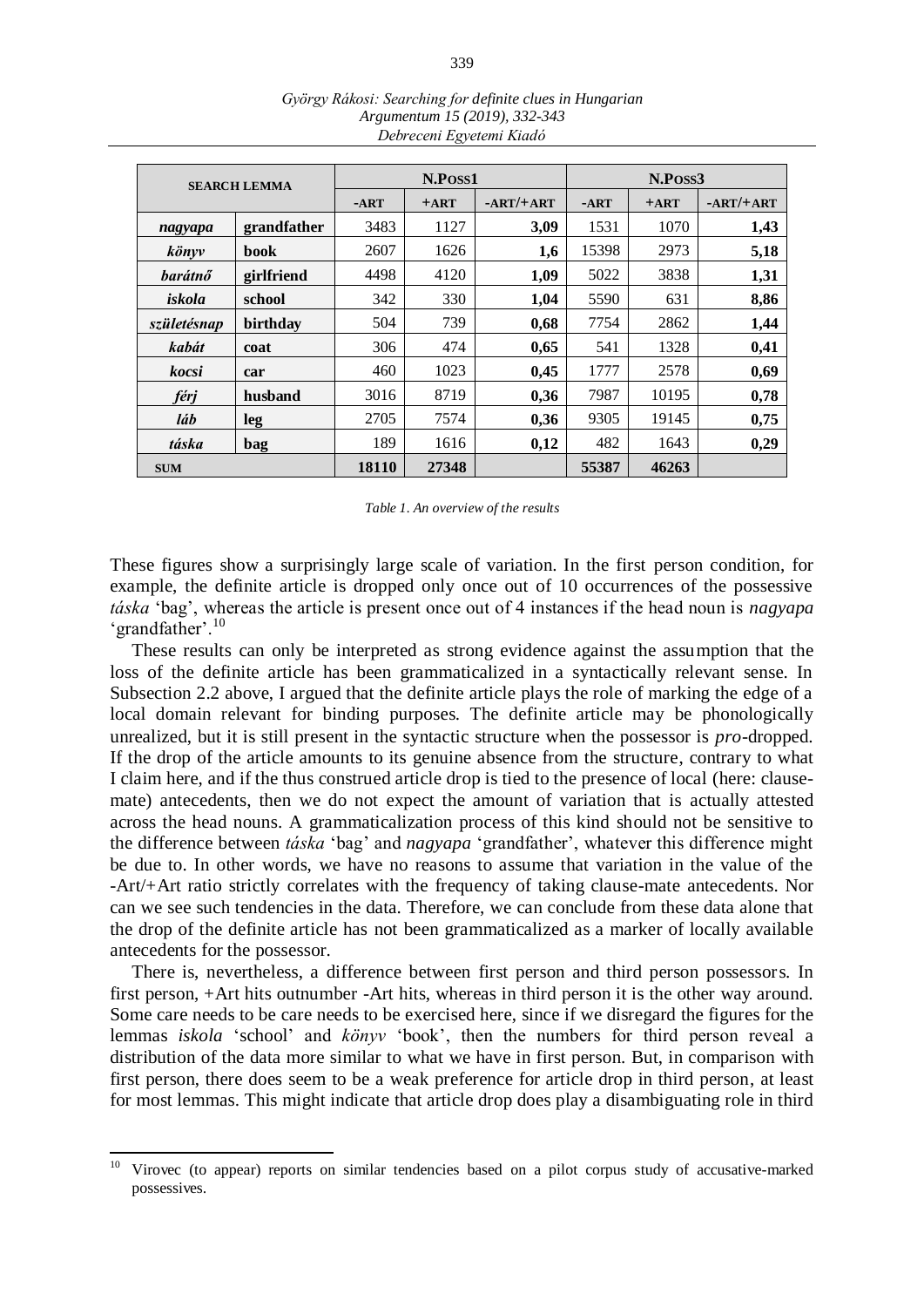| SEARCH LEMMA | | N.POSS1 | | | N.POSS3 | | |
|---|---|---|---|---|---|---|---|
| | | -ART | +ART | -ART/+ART | -ART | +ART | -ART/+ART |
| *nagyapa* | **grandfather** | 3483 | 1127 | **3,09** | 1531 | 1070 | **1,43** |
| *könyv* | **book** | 2607 | 1626 | **1,6** | 15398 | 2973 | **5,18** |
| *barátnő* | **girlfriend** | 4498 | 4120 | **1,09** | 5022 | 3838 | **1,31** |
| *iskola* | **school** | 342 | 330 | **1,04** | 5590 | 631 | **8,86** |
| *születésnap* | **birthday** | 504 | 739 | **0,68** | 7754 | 2862 | **1,44** |
| *kabát* | **coat** | 306 | 474 | **0,65** | 541 | 1328 | **0,41** |
| *kocsi* | **car** | 460 | 1023 | **0,45** | 1777 | 2578 | **0,69** |
| *férj* | **husband** | 3016 | 8719 | **0,36** | 7987 | 10195 | **0,78** |
| *láb* | **leg** | 2705 | 7574 | **0,36** | 9305 | 19145 | **0,75** |
| *táska* | **bag** | 189 | 1616 | **0,12** | 482 | 1643 | **0,29** |
| **SUM** | | **18110** | **27348** | | **55387** | **46263** | |

*Table 1. An overview of the results*

These figures show a surprisingly large scale of variation. In the first person condition, for example, the definite article is dropped only once out of 10 occurrences of the possessive *táska* 'bag', whereas the article is present once out of 4 instances if the head noun is *nagyapa* 'grandfather'.[10]

These results can only be interpreted as strong evidence against the assumption that the loss of the definite article has been grammaticalized in a syntactically relevant sense. In Subsection 2.2 above, I argued that the definite article plays the role of marking the edge of a local domain relevant for binding purposes. The definite article may be phonologically unrealized, but it is still present in the syntactic structure when the possessor is *pro*-dropped. If the drop of the article amounts to its genuine absence from the structure, contrary to what I claim here, and if the thus construed article drop is tied to the presence of local (here: clause-mate) antecedents, then we do not expect the amount of variation that is actually attested across the head nouns. A grammaticalization process of this kind should not be sensitive to the difference between *táska* 'bag' and *nagyapa* 'grandfather', whatever this difference might be due to. In other words, we have no reasons to assume that variation in the value of the -Art/+Art ratio strictly correlates with the frequency of taking clause-mate antecedents. Nor can we see such tendencies in the data. Therefore, we can conclude from these data alone that the drop of the definite article has not been grammaticalized as a marker of locally available antecedents for the possessor.

There is, nevertheless, a difference between first person and third person possessors. In first person, +Art hits outnumber -Art hits, whereas in third person it is the other way around. Some care needs to be care needs to be exercised here, since if we disregard the figures for the lemmas *iskola* 'school' and *könyv* 'book', then the numbers for third person reveal a distribution of the data more similar to what we have in first person. But, in comparison with first person, there does seem to be a weak preference for article drop in third person, at least for most lemmas. This might indicate that article drop does play a disambiguating role in third

[10] Virovec (to appear) reports on similar tendencies based on a pilot corpus study of accusative-marked possessives.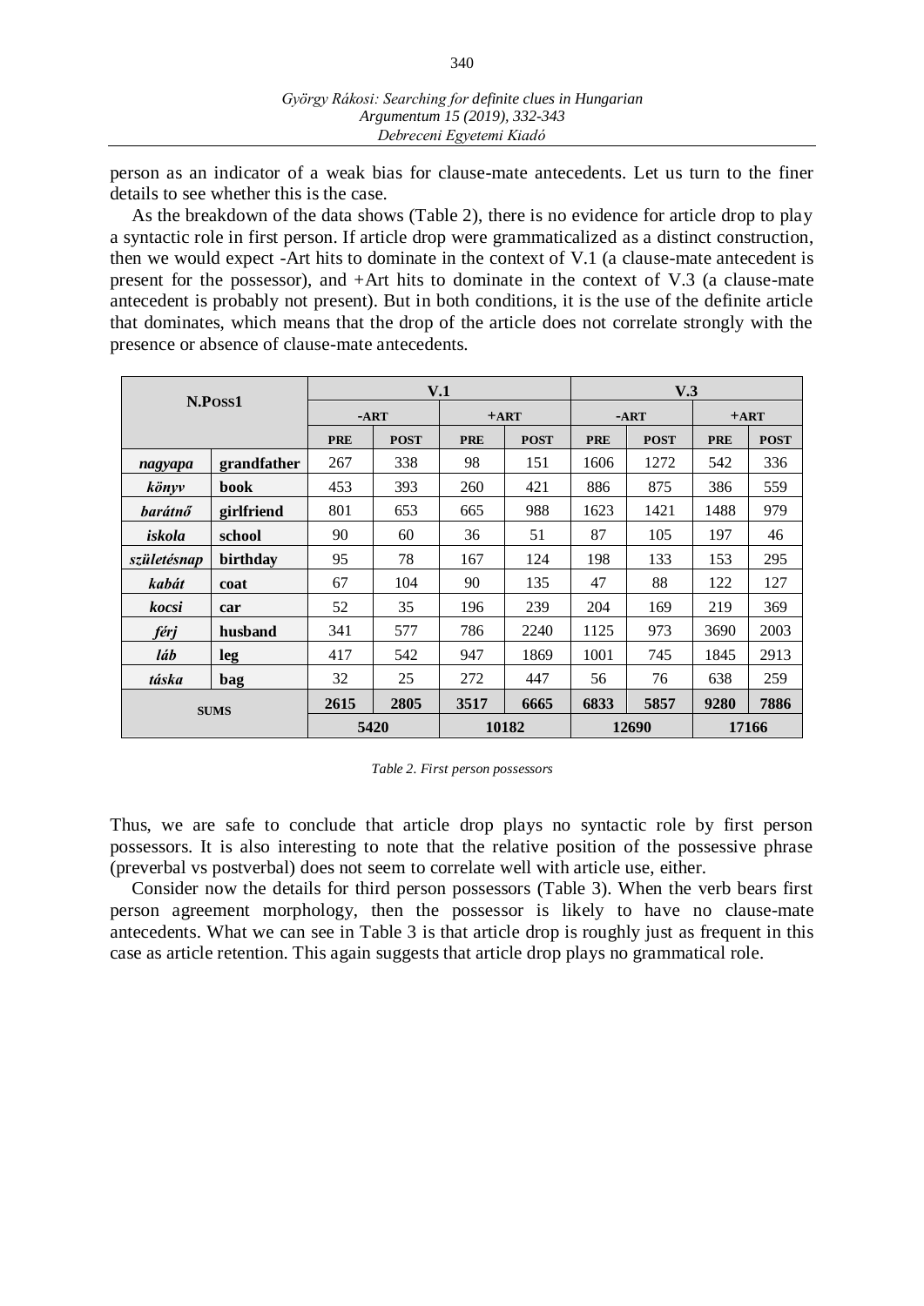person as an indicator of a weak bias for clause-mate antecedents. Let us turn to the finer details to see whether this is the case.

As the breakdown of the data shows (Table 2), there is no evidence for article drop to play a syntactic role in first person. If article drop were grammaticalized as a distinct construction, then we would expect -Art hits to dominate in the context of V.1 (a clause-mate antecedent is present for the possessor), and +Art hits to dominate in the context of V.3 (a clause-mate antecedent is probably not present). But in both conditions, it is the use of the definite article that dominates, which means that the drop of the article does not correlate strongly with the presence or absence of clause-mate antecedents.

| N.POSS1 | | V.1 | | | | V.3 | | | |
|---|---|---|---|---|---|---|---|---|---|
| | | -ART | | +ART | | -ART | | +ART | |
| | | PRE | POST | PRE | POST | PRE | POST | PRE | POST |
| *nagyapa* | **grandfather** | 267 | 338 | 98 | 151 | 1606 | 1272 | 542 | 336 |
| *könyv* | **book** | 453 | 393 | 260 | 421 | 886 | 875 | 386 | 559 |
| *barátnő* | **girlfriend** | 801 | 653 | 665 | 988 | 1623 | 1421 | 1488 | 979 |
| *iskola* | **school** | 90 | 60 | 36 | 51 | 87 | 105 | 197 | 46 |
| *születésnap* | **birthday** | 95 | 78 | 167 | 124 | 198 | 133 | 153 | 295 |
| *kabát* | **coat** | 67 | 104 | 90 | 135 | 47 | 88 | 122 | 127 |
| *kocsi* | **car** | 52 | 35 | 196 | 239 | 204 | 169 | 219 | 369 |
| *férj* | **husband** | 341 | 577 | 786 | 2240 | 1125 | 973 | 3690 | 2003 |
| *láb* | **leg** | 417 | 542 | 947 | 1869 | 1001 | 745 | 1845 | 2913 |
| *táska* | **bag** | 32 | 25 | 272 | 447 | 56 | 76 | 638 | 259 |
| SUMS | | **2615** | **2805** | **3517** | **6665** | **6833** | **5857** | **9280** | **7886** |
| | | **5420** | | **10182** | | **12690** | | **17166** | |

*Table 2. First person possessors*

Thus, we are safe to conclude that article drop plays no syntactic role by first person possessors. It is also interesting to note that the relative position of the possessive phrase (preverbal vs postverbal) does not seem to correlate well with article use, either.

Consider now the details for third person possessors (Table 3). When the verb bears first person agreement morphology, then the possessor is likely to have no clause-mate antecedents. What we can see in Table 3 is that article drop is roughly just as frequent in this case as article retention. This again suggests that article drop plays no grammatical role.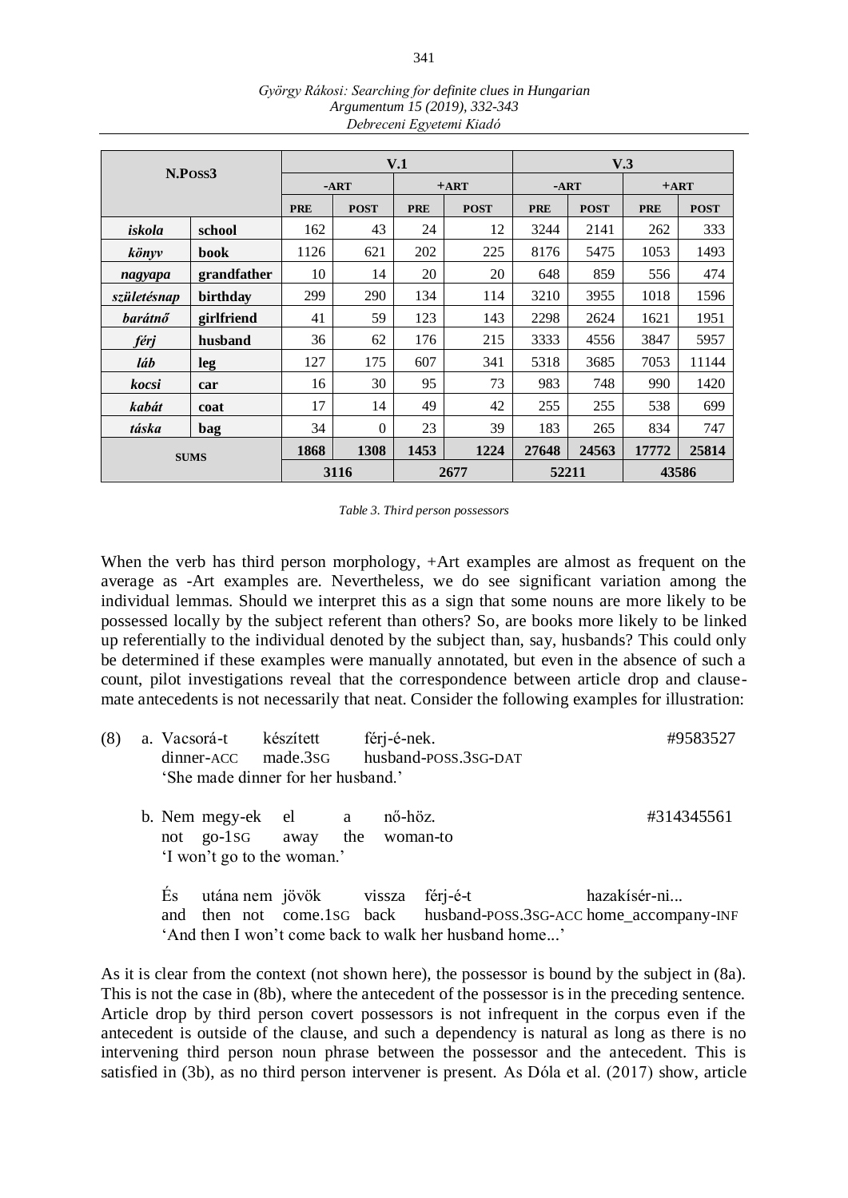| N.Poss3 | | V.1 | | | | V.3 | | | |
|---|---|---|---|---|---|---|---|---|---|
| | | -Art | | +Art | | -Art | | +Art | |
| | | Pre | Post | Pre | Post | Pre | Post | Pre | Post |
| ***iskola*** | **school** | 162 | 43 | 24 | 12 | 3244 | 2141 | 262 | 333 |
| ***könyv*** | **book** | 1126 | 621 | 202 | 225 | 8176 | 5475 | 1053 | 1493 |
| ***nagyapa*** | **grandfather** | 10 | 14 | 20 | 20 | 648 | 859 | 556 | 474 |
| ***születésnap*** | **birthday** | 299 | 290 | 134 | 114 | 3210 | 3955 | 1018 | 1596 |
| ***barátnő*** | **girlfriend** | 41 | 59 | 123 | 143 | 2298 | 2624 | 1621 | 1951 |
| ***férj*** | **husband** | 36 | 62 | 176 | 215 | 3333 | 4556 | 3847 | 5957 |
| ***láb*** | **leg** | 127 | 175 | 607 | 341 | 5318 | 3685 | 7053 | 11144 |
| ***kocsi*** | **car** | 16 | 30 | 95 | 73 | 983 | 748 | 990 | 1420 |
| ***kabát*** | **coat** | 17 | 14 | 49 | 42 | 255 | 255 | 538 | 699 |
| ***táska*** | **bag** | 34 | 0 | 23 | 39 | 183 | 265 | 834 | 747 |
| **Sums** | | **1868** | **1308** | **1453** | **1224** | **27648** | **24563** | **17772** | **25814** |
| | | **3116** | | **2677** | | **52211** | | **43586** | |

*Table 3. Third person possessors*

When the verb has third person morphology, +Art examples are almost as frequent on the average as -Art examples are. Nevertheless, we do see significant variation among the individual lemmas. Should we interpret this as a sign that some nouns are more likely to be possessed locally by the subject referent than others? So, are books more likely to be linked up referentially to the individual denoted by the subject than, say, husbands? This could only be determined if these examples were manually annotated, but even in the absence of such a count, pilot investigations reveal that the correspondence between article drop and clause-mate antecedents is not necessarily that neat. Consider the following examples for illustration:

(8) a. Vacsorá-t készített férj-é-nek. #9583527
dinner-ACC made.3SG husband-POSS.3SG-DAT
'She made dinner for her husband.'

b. Nem megy-ek el a nő-höz. #314345561
not go-1SG away the woman-to
'I won't go to the woman.'

És utána nem jövök vissza férj-é-t hazakísér-ni...
and then not come.1SG back husband-POSS.3SG-ACC home_accompany-INF
'And then I won't come back to walk her husband home...'

As it is clear from the context (not shown here), the possessor is bound by the subject in (8a). This is not the case in (8b), where the antecedent of the possessor is in the preceding sentence. Article drop by third person covert possessors is not infrequent in the corpus even if the antecedent is outside of the clause, and such a dependency is natural as long as there is no intervening third person noun phrase between the possessor and the antecedent. This is satisfied in (3b), as no third person intervener is present. As Dóla et al. (2017) show, article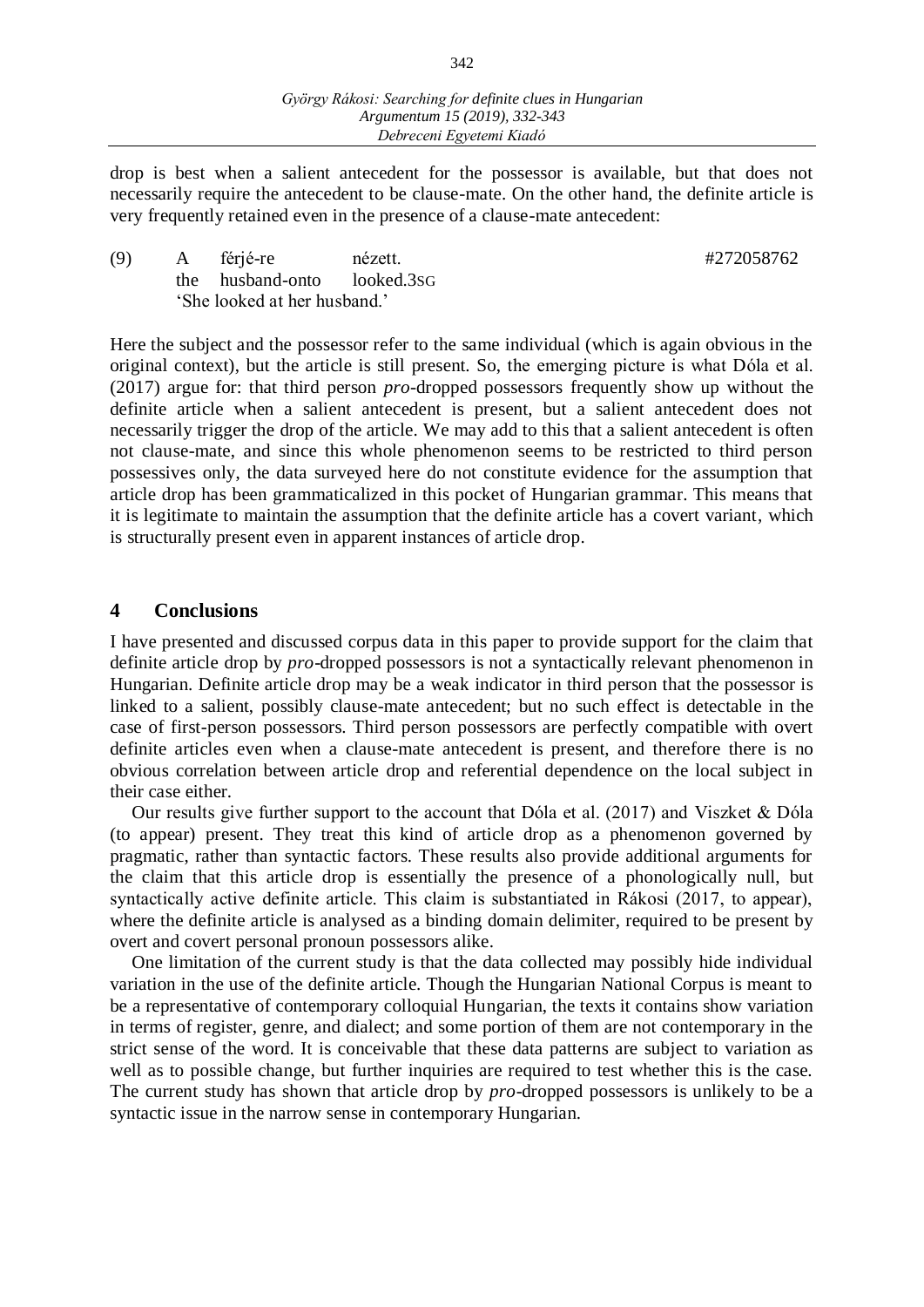drop is best when a salient antecedent for the possessor is available, but that does not necessarily require the antecedent to be clause-mate. On the other hand, the definite article is very frequently retained even in the presence of a clause-mate antecedent:

(9) A férjé-re nézett. #272058762
the husband-onto looked.3SG
'She looked at her husband.'

Here the subject and the possessor refer to the same individual (which is again obvious in the original context), but the article is still present. So, the emerging picture is what Dóla et al. (2017) argue for: that third person *pro*-dropped possessors frequently show up without the definite article when a salient antecedent is present, but a salient antecedent does not necessarily trigger the drop of the article. We may add to this that a salient antecedent is often not clause-mate, and since this whole phenomenon seems to be restricted to third person possessives only, the data surveyed here do not constitute evidence for the assumption that article drop has been grammaticalized in this pocket of Hungarian grammar. This means that it is legitimate to maintain the assumption that the definite article has a covert variant, which is structurally present even in apparent instances of article drop.

## 4 Conclusions

I have presented and discussed corpus data in this paper to provide support for the claim that definite article drop by *pro*-dropped possessors is not a syntactically relevant phenomenon in Hungarian. Definite article drop may be a weak indicator in third person that the possessor is linked to a salient, possibly clause-mate antecedent; but no such effect is detectable in the case of first-person possessors. Third person possessors are perfectly compatible with overt definite articles even when a clause-mate antecedent is present, and therefore there is no obvious correlation between article drop and referential dependence on the local subject in their case either.

Our results give further support to the account that Dóla et al. (2017) and Viszket & Dóla (to appear) present. They treat this kind of article drop as a phenomenon governed by pragmatic, rather than syntactic factors. These results also provide additional arguments for the claim that this article drop is essentially the presence of a phonologically null, but syntactically active definite article. This claim is substantiated in Rákosi (2017, to appear), where the definite article is analysed as a binding domain delimiter, required to be present by overt and covert personal pronoun possessors alike.

One limitation of the current study is that the data collected may possibly hide individual variation in the use of the definite article. Though the Hungarian National Corpus is meant to be a representative of contemporary colloquial Hungarian, the texts it contains show variation in terms of register, genre, and dialect; and some portion of them are not contemporary in the strict sense of the word. It is conceivable that these data patterns are subject to variation as well as to possible change, but further inquiries are required to test whether this is the case. The current study has shown that article drop by *pro*-dropped possessors is unlikely to be a syntactic issue in the narrow sense in contemporary Hungarian.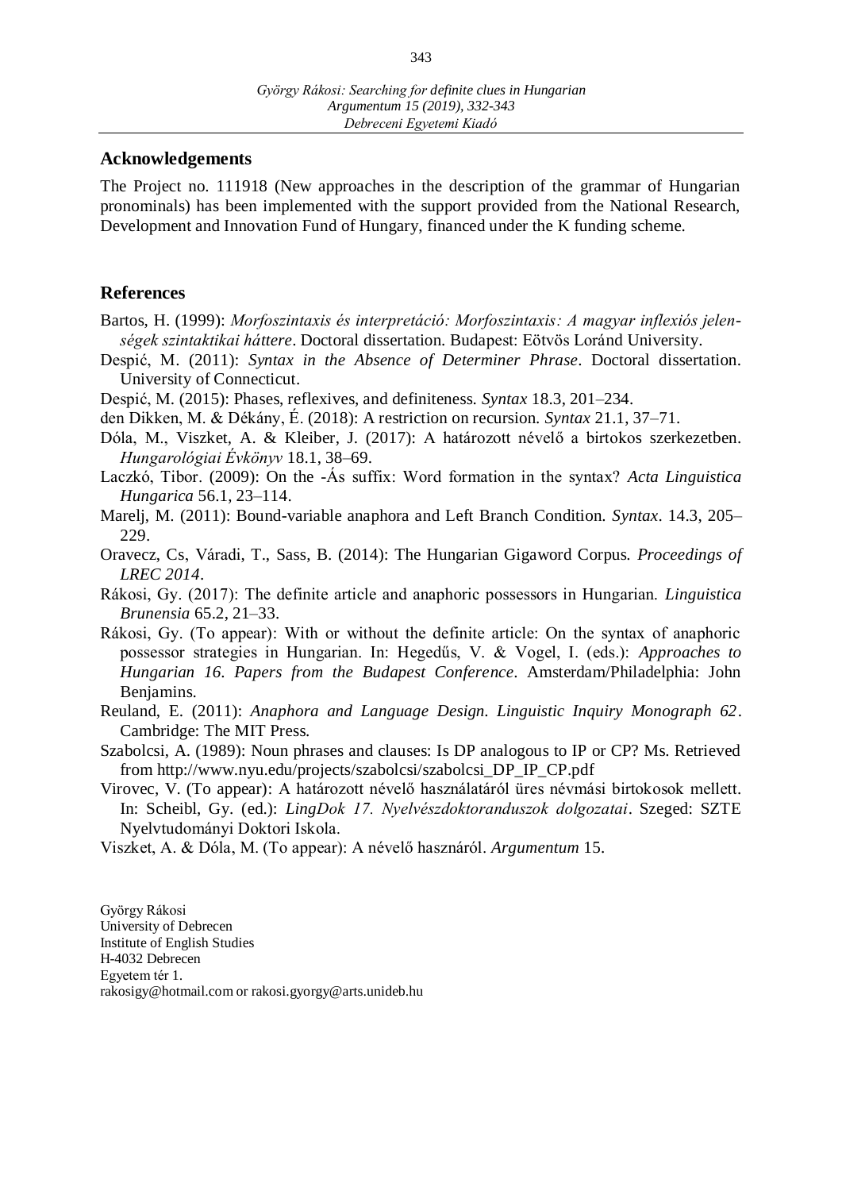## Acknowledgements

The Project no. 111918 (New approaches in the description of the grammar of Hungarian pronominals) has been implemented with the support provided from the National Research, Development and Innovation Fund of Hungary, financed under the K funding scheme.

## References

Bartos, H. (1999): *Morfoszintaxis és interpretáció: Morfoszintaxis: A magyar inflexiós jelenségek szintaktikai háttere*. Doctoral dissertation. Budapest: Eötvös Loránd University.

Despić, M. (2011): *Syntax in the Absence of Determiner Phrase*. Doctoral dissertation. University of Connecticut.

Despić, M. (2015): Phases, reflexives, and definiteness. *Syntax* 18.3, 201–234.

den Dikken, M. & Dékány, É. (2018): A restriction on recursion. *Syntax* 21.1, 37–71.

Dóla, M., Viszket, A. & Kleiber, J. (2017): A határozott névelő a birtokos szerkezetben. *Hungarológiai Évkönyv* 18.1, 38–69.

Laczkó, Tibor. (2009): On the -Ás suffix: Word formation in the syntax? *Acta Linguistica Hungarica* 56.1, 23–114.

Marelj, M. (2011): Bound-variable anaphora and Left Branch Condition. *Syntax*. 14.3, 205–229.

Oravecz, Cs, Váradi, T., Sass, B. (2014): The Hungarian Gigaword Corpus. *Proceedings of LREC 2014*.

Rákosi, Gy. (2017): The definite article and anaphoric possessors in Hungarian. *Linguistica Brunensia* 65.2, 21–33.

Rákosi, Gy. (To appear): With or without the definite article: On the syntax of anaphoric possessor strategies in Hungarian. In: Hegedűs, V. & Vogel, I. (eds.): *Approaches to Hungarian 16. Papers from the Budapest Conference*. Amsterdam/Philadelphia: John Benjamins.

Reuland, E. (2011): *Anaphora and Language Design. Linguistic Inquiry Monograph 62*. Cambridge: The MIT Press.

Szabolcsi, A. (1989): Noun phrases and clauses: Is DP analogous to IP or CP? Ms. Retrieved from http://www.nyu.edu/projects/szabolcsi/szabolcsi_DP_IP_CP.pdf

Virovec, V. (To appear): A határozott névelő használatáról üres névmási birtokosok mellett. In: Scheibl, Gy. (ed.): *LingDok 17. Nyelvészdoktoranduszok dolgozatai*. Szeged: SZTE Nyelvtudományi Doktori Iskola.

Viszket, A. & Dóla, M. (To appear): A névelő használói. *Argumentum* 15.

György Rákosi
University of Debrecen
Institute of English Studies
H-4032 Debrecen
Egyetem tér 1.
rakosigy@hotmail.com or rakosi.gyorgy@arts.unideb.hu